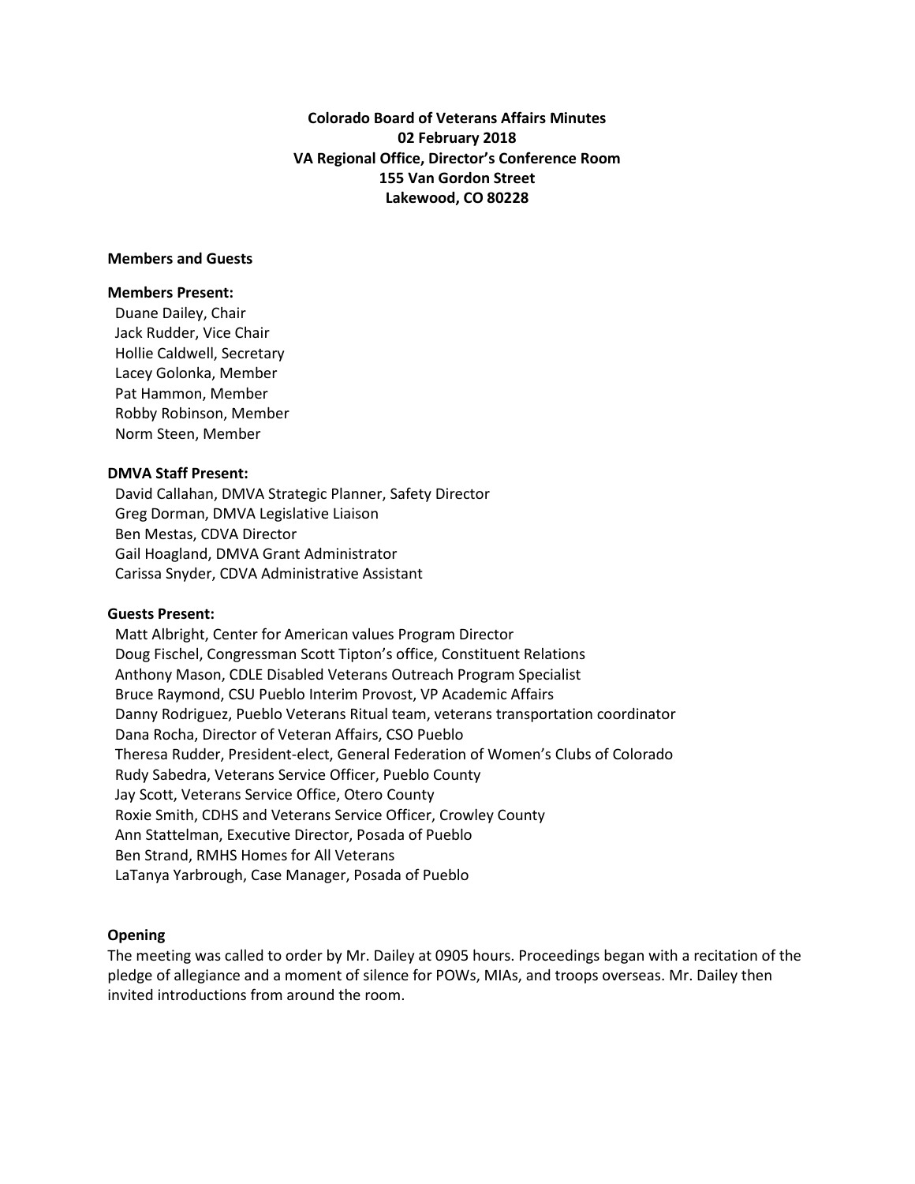**Colorado Board of Veterans Affairs Minutes**
**02 February 2018**
**VA Regional Office, Director's Conference Room**
**155 Van Gordon Street**
**Lakewood, CO 80228**

**Members and Guests**

**Members Present:**

Duane Dailey, Chair
Jack Rudder, Vice Chair
Hollie Caldwell, Secretary
Lacey Golonka, Member
Pat Hammon, Member
Robby Robinson, Member
Norm Steen, Member

**DMVA Staff Present:**

David Callahan, DMVA Strategic Planner, Safety Director
Greg Dorman, DMVA Legislative Liaison
Ben Mestas, CDVA Director
Gail Hoagland, DMVA Grant Administrator
Carissa Snyder, CDVA Administrative Assistant

**Guests Present:**

Matt Albright, Center for American values Program Director
Doug Fischel, Congressman Scott Tipton's office, Constituent Relations
Anthony Mason, CDLE Disabled Veterans Outreach Program Specialist
Bruce Raymond, CSU Pueblo Interim Provost, VP Academic Affairs
Danny Rodriguez, Pueblo Veterans Ritual team, veterans transportation coordinator
Dana Rocha, Director of Veteran Affairs, CSO Pueblo
Theresa Rudder, President-elect, General Federation of Women's Clubs of Colorado
Rudy Sabedra, Veterans Service Officer, Pueblo County
Jay Scott, Veterans Service Office, Otero County
Roxie Smith, CDHS and Veterans Service Officer, Crowley County
Ann Stattelman, Executive Director, Posada of Pueblo
Ben Strand, RMHS Homes for All Veterans
LaTanya Yarbrough, Case Manager, Posada of Pueblo

**Opening**

The meeting was called to order by Mr. Dailey at 0905 hours. Proceedings began with a recitation of the pledge of allegiance and a moment of silence for POWs, MIAs, and troops overseas. Mr. Dailey then invited introductions from around the room.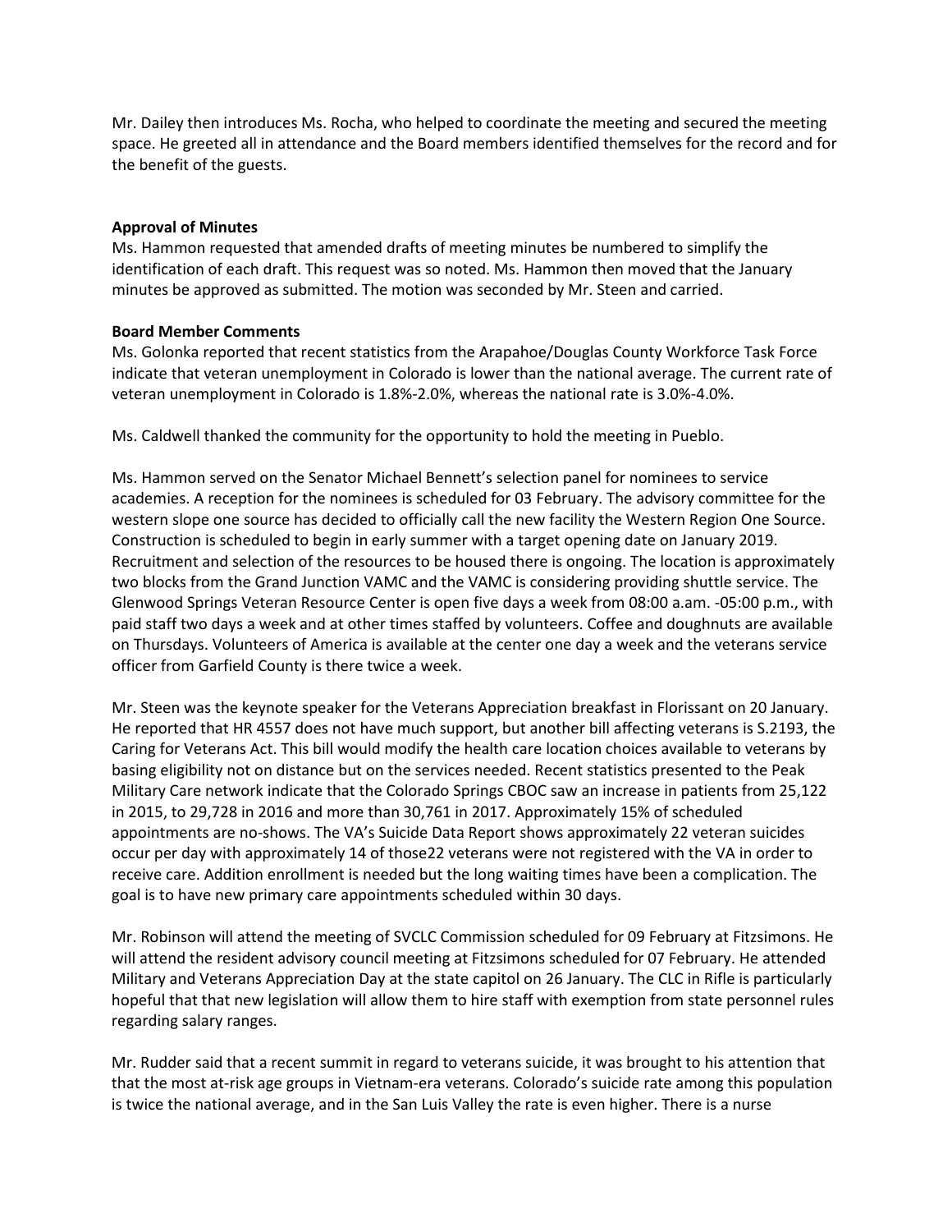Mr. Dailey then introduces Ms. Rocha, who helped to coordinate the meeting and secured the meeting space. He greeted all in attendance and the Board members identified themselves for the record and for the benefit of the guests.

**Approval of Minutes**

Ms. Hammon requested that amended drafts of meeting minutes be numbered to simplify the identification of each draft. This request was so noted. Ms. Hammon then moved that the January minutes be approved as submitted. The motion was seconded by Mr. Steen and carried.

**Board Member Comments**

Ms. Golonka reported that recent statistics from the Arapahoe/Douglas County Workforce Task Force indicate that veteran unemployment in Colorado is lower than the national average. The current rate of veteran unemployment in Colorado is 1.8%-2.0%, whereas the national rate is 3.0%-4.0%.

Ms. Caldwell thanked the community for the opportunity to hold the meeting in Pueblo.

Ms. Hammon served on the Senator Michael Bennett's selection panel for nominees to service academies. A reception for the nominees is scheduled for 03 February. The advisory committee for the western slope one source has decided to officially call the new facility the Western Region One Source. Construction is scheduled to begin in early summer with a target opening date on January 2019. Recruitment and selection of the resources to be housed there is ongoing. The location is approximately two blocks from the Grand Junction VAMC and the VAMC is considering providing shuttle service. The Glenwood Springs Veteran Resource Center is open five days a week from 08:00 a.am. -05:00 p.m., with paid staff two days a week and at other times staffed by volunteers. Coffee and doughnuts are available on Thursdays. Volunteers of America is available at the center one day a week and the veterans service officer from Garfield County is there twice a week.

Mr. Steen was the keynote speaker for the Veterans Appreciation breakfast in Florissant on 20 January. He reported that HR 4557 does not have much support, but another bill affecting veterans is S.2193, the Caring for Veterans Act. This bill would modify the health care location choices available to veterans by basing eligibility not on distance but on the services needed. Recent statistics presented to the Peak Military Care network indicate that the Colorado Springs CBOC saw an increase in patients from 25,122 in 2015, to 29,728 in 2016 and more than 30,761 in 2017. Approximately 15% of scheduled appointments are no-shows. The VA's Suicide Data Report shows approximately 22 veteran suicides occur per day with approximately 14 of those22 veterans were not registered with the VA in order to receive care. Addition enrollment is needed but the long waiting times have been a complication. The goal is to have new primary care appointments scheduled within 30 days.

Mr. Robinson will attend the meeting of SVCLC Commission scheduled for 09 February at Fitzsimons. He will attend the resident advisory council meeting at Fitzsimons scheduled for 07 February. He attended Military and Veterans Appreciation Day at the state capitol on 26 January. The CLC in Rifle is particularly hopeful that that new legislation will allow them to hire staff with exemption from state personnel rules regarding salary ranges.

Mr. Rudder said that a recent summit in regard to veterans suicide, it was brought to his attention that that the most at-risk age groups in Vietnam-era veterans. Colorado's suicide rate among this population is twice the national average, and in the San Luis Valley the rate is even higher. There is a nurse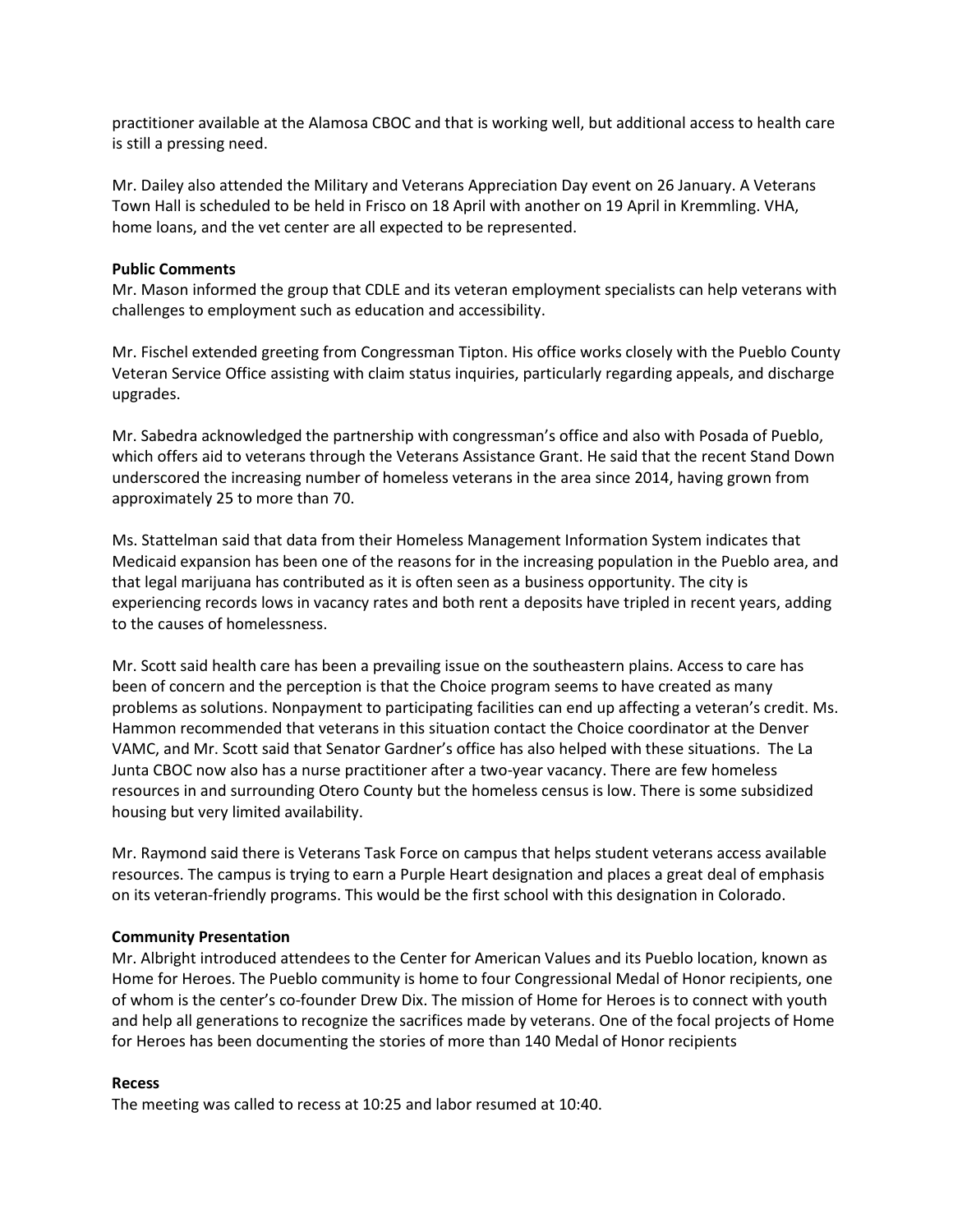practitioner available at the Alamosa CBOC and that is working well, but additional access to health care is still a pressing need.

Mr. Dailey also attended the Military and Veterans Appreciation Day event on 26 January. A Veterans Town Hall is scheduled to be held in Frisco on 18 April with another on 19 April in Kremmling. VHA, home loans, and the vet center are all expected to be represented.

**Public Comments**

Mr. Mason informed the group that CDLE and its veteran employment specialists can help veterans with challenges to employment such as education and accessibility.

Mr. Fischel extended greeting from Congressman Tipton. His office works closely with the Pueblo County Veteran Service Office assisting with claim status inquiries, particularly regarding appeals, and discharge upgrades.

Mr. Sabedra acknowledged the partnership with congressman's office and also with Posada of Pueblo, which offers aid to veterans through the Veterans Assistance Grant. He said that the recent Stand Down underscored the increasing number of homeless veterans in the area since 2014, having grown from approximately 25 to more than 70.

Ms. Stattelman said that data from their Homeless Management Information System indicates that Medicaid expansion has been one of the reasons for in the increasing population in the Pueblo area, and that legal marijuana has contributed as it is often seen as a business opportunity. The city is experiencing records lows in vacancy rates and both rent a deposits have tripled in recent years, adding to the causes of homelessness.

Mr. Scott said health care has been a prevailing issue on the southeastern plains. Access to care has been of concern and the perception is that the Choice program seems to have created as many problems as solutions. Nonpayment to participating facilities can end up affecting a veteran's credit. Ms. Hammon recommended that veterans in this situation contact the Choice coordinator at the Denver VAMC, and Mr. Scott said that Senator Gardner's office has also helped with these situations. The La Junta CBOC now also has a nurse practitioner after a two-year vacancy. There are few homeless resources in and surrounding Otero County but the homeless census is low. There is some subsidized housing but very limited availability.

Mr. Raymond said there is Veterans Task Force on campus that helps student veterans access available resources. The campus is trying to earn a Purple Heart designation and places a great deal of emphasis on its veteran-friendly programs. This would be the first school with this designation in Colorado.

**Community Presentation**

Mr. Albright introduced attendees to the Center for American Values and its Pueblo location, known as Home for Heroes. The Pueblo community is home to four Congressional Medal of Honor recipients, one of whom is the center's co-founder Drew Dix. The mission of Home for Heroes is to connect with youth and help all generations to recognize the sacrifices made by veterans. One of the focal projects of Home for Heroes has been documenting the stories of more than 140 Medal of Honor recipients

**Recess**

The meeting was called to recess at 10:25 and labor resumed at 10:40.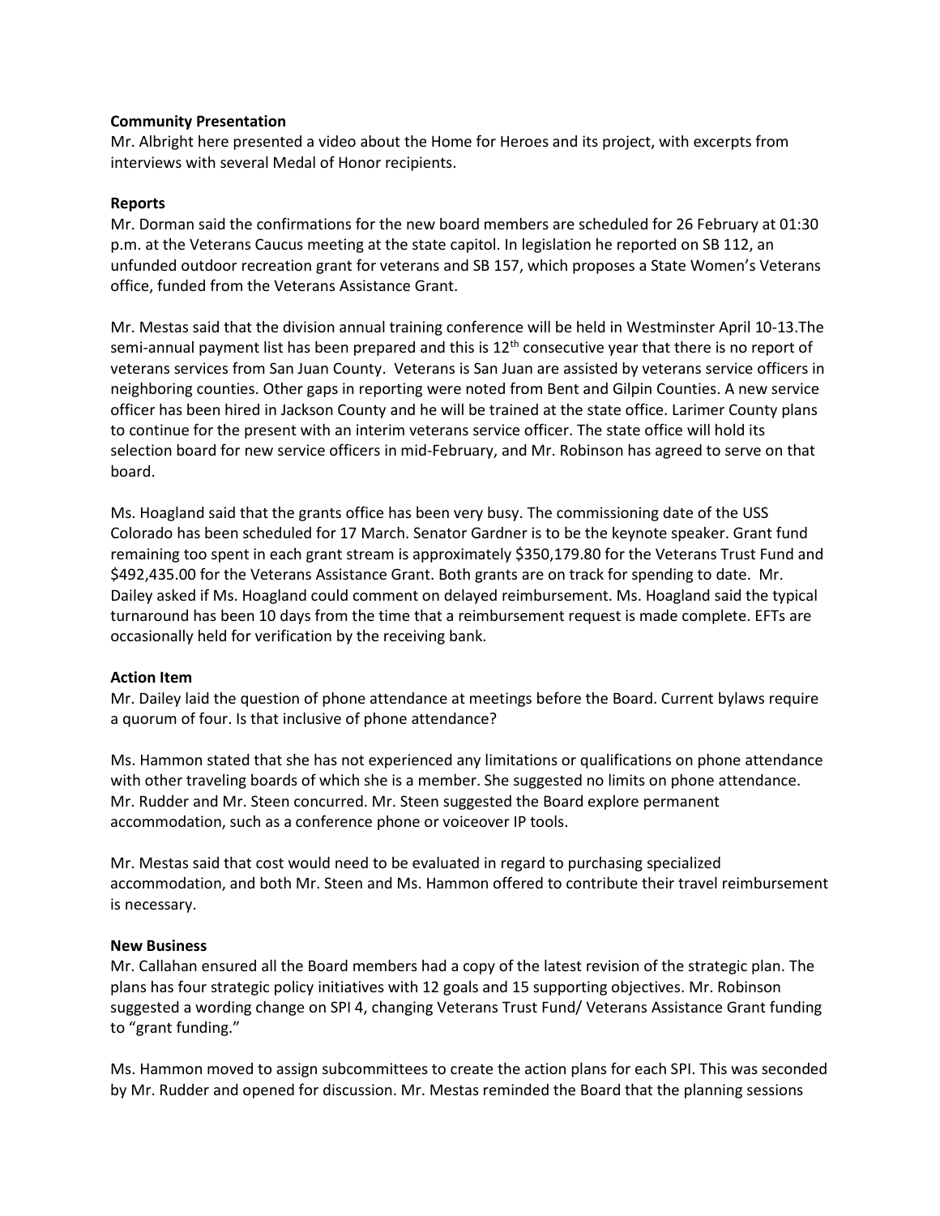**Community Presentation**

Mr. Albright here presented a video about the Home for Heroes and its project, with excerpts from interviews with several Medal of Honor recipients.

**Reports**

Mr. Dorman said the confirmations for the new board members are scheduled for 26 February at 01:30 p.m. at the Veterans Caucus meeting at the state capitol. In legislation he reported on SB 112, an unfunded outdoor recreation grant for veterans and SB 157, which proposes a State Women's Veterans office, funded from the Veterans Assistance Grant.

Mr. Mestas said that the division annual training conference will be held in Westminster April 10-13.The semi-annual payment list has been prepared and this is 12th consecutive year that there is no report of veterans services from San Juan County. Veterans is San Juan are assisted by veterans service officers in neighboring counties. Other gaps in reporting were noted from Bent and Gilpin Counties. A new service officer has been hired in Jackson County and he will be trained at the state office. Larimer County plans to continue for the present with an interim veterans service officer. The state office will hold its selection board for new service officers in mid-February, and Mr. Robinson has agreed to serve on that board.

Ms. Hoagland said that the grants office has been very busy. The commissioning date of the USS Colorado has been scheduled for 17 March. Senator Gardner is to be the keynote speaker. Grant fund remaining too spent in each grant stream is approximately $350,179.80 for the Veterans Trust Fund and $492,435.00 for the Veterans Assistance Grant. Both grants are on track for spending to date. Mr. Dailey asked if Ms. Hoagland could comment on delayed reimbursement. Ms. Hoagland said the typical turnaround has been 10 days from the time that a reimbursement request is made complete. EFTs are occasionally held for verification by the receiving bank.

**Action Item**

Mr. Dailey laid the question of phone attendance at meetings before the Board. Current bylaws require a quorum of four. Is that inclusive of phone attendance?

Ms. Hammon stated that she has not experienced any limitations or qualifications on phone attendance with other traveling boards of which she is a member. She suggested no limits on phone attendance. Mr. Rudder and Mr. Steen concurred. Mr. Steen suggested the Board explore permanent accommodation, such as a conference phone or voiceover IP tools.

Mr. Mestas said that cost would need to be evaluated in regard to purchasing specialized accommodation, and both Mr. Steen and Ms. Hammon offered to contribute their travel reimbursement is necessary.

**New Business**

Mr. Callahan ensured all the Board members had a copy of the latest revision of the strategic plan. The plans has four strategic policy initiatives with 12 goals and 15 supporting objectives. Mr. Robinson suggested a wording change on SPI 4, changing Veterans Trust Fund/ Veterans Assistance Grant funding to "grant funding."

Ms. Hammon moved to assign subcommittees to create the action plans for each SPI. This was seconded by Mr. Rudder and opened for discussion. Mr. Mestas reminded the Board that the planning sessions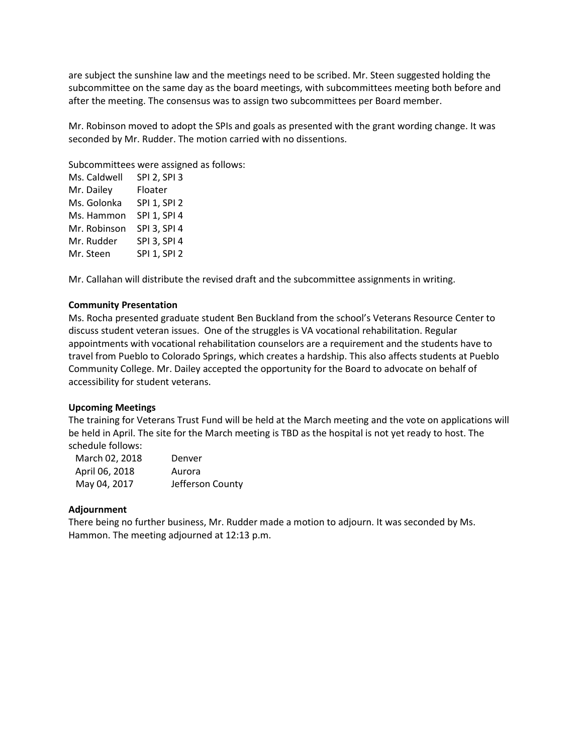are subject the sunshine law and the meetings need to be scribed. Mr. Steen suggested holding the subcommittee on the same day as the board meetings, with subcommittees meeting both before and after the meeting. The consensus was to assign two subcommittees per Board member.

Mr. Robinson moved to adopt the SPIs and goals as presented with the grant wording change. It was seconded by Mr. Rudder. The motion carried with no dissentions.

Subcommittees were assigned as follows:

| | |
|---|---|
| Ms. Caldwell | SPI 2, SPI 3 |
| Mr. Dailey | Floater |
| Ms. Golonka | SPI 1, SPI 2 |
| Ms. Hammon | SPI 1, SPI 4 |
| Mr. Robinson | SPI 3, SPI 4 |
| Mr. Rudder | SPI 3, SPI 4 |
| Mr. Steen | SPI 1, SPI 2 |

Mr. Callahan will distribute the revised draft and the subcommittee assignments in writing.

**Community Presentation**

Ms. Rocha presented graduate student Ben Buckland from the school's Veterans Resource Center to discuss student veteran issues. One of the struggles is VA vocational rehabilitation. Regular appointments with vocational rehabilitation counselors are a requirement and the students have to travel from Pueblo to Colorado Springs, which creates a hardship. This also affects students at Pueblo Community College. Mr. Dailey accepted the opportunity for the Board to advocate on behalf of accessibility for student veterans.

**Upcoming Meetings**

The training for Veterans Trust Fund will be held at the March meeting and the vote on applications will be held in April. The site for the March meeting is TBD as the hospital is not yet ready to host. The schedule follows:

| | |
|---|---|
| March 02, 2018 | Denver |
| April 06, 2018 | Aurora |
| May 04, 2017 | Jefferson County |

**Adjournment**

There being no further business, Mr. Rudder made a motion to adjourn. It was seconded by Ms. Hammon. The meeting adjourned at 12:13 p.m.